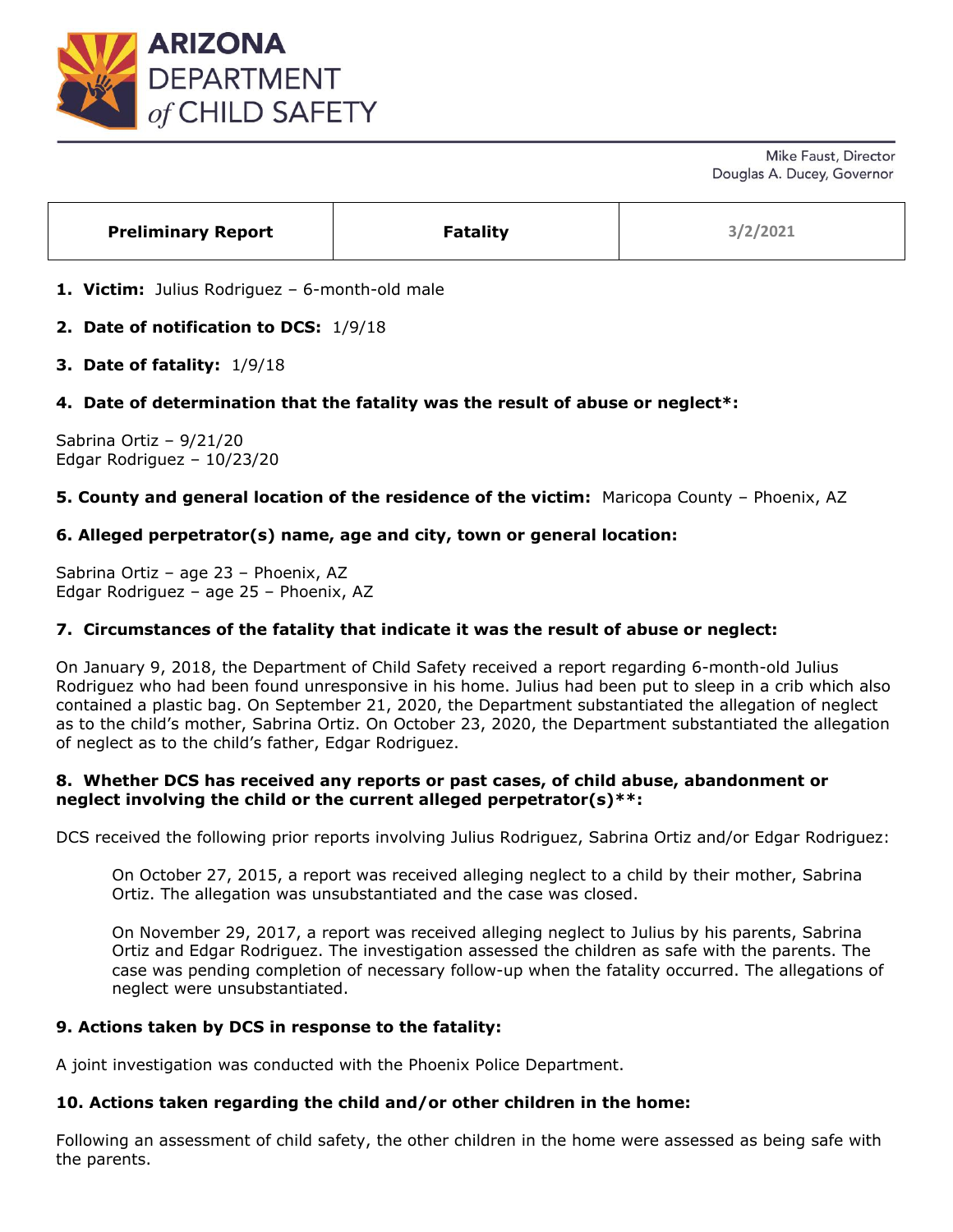# ARIZONA DEPARTMENT *of* CHILD SAFETY

Mike Faust, Director
Douglas A. Ducey, Governor

| Preliminary Report | Fatality | 3/2/2021 |
|---|---|---|

1. **Victim:** Julius Rodriguez – 6-month-old male

2. **Date of notification to DCS:** 1/9/18

3. **Date of fatality:** 1/9/18

4. **Date of determination that the fatality was the result of abuse or neglect*:**

Sabrina Ortiz – 9/21/20
Edgar Rodriguez – 10/23/20

**5. County and general location of the residence of the victim:** Maricopa County – Phoenix, AZ

**6. Alleged perpetrator(s) name, age and city, town or general location:**

Sabrina Ortiz – age 23 – Phoenix, AZ
Edgar Rodriguez – age 25 – Phoenix, AZ

**7. Circumstances of the fatality that indicate it was the result of abuse or neglect:**

On January 9, 2018, the Department of Child Safety received a report regarding 6-month-old Julius Rodriguez who had been found unresponsive in his home. Julius had been put to sleep in a crib which also contained a plastic bag. On September 21, 2020, the Department substantiated the allegation of neglect as to the child's mother, Sabrina Ortiz. On October 23, 2020, the Department substantiated the allegation of neglect as to the child's father, Edgar Rodriguez.

**8. Whether DCS has received any reports or past cases, of child abuse, abandonment or neglect involving the child or the current alleged perpetrator(s)**:**

DCS received the following prior reports involving Julius Rodriguez, Sabrina Ortiz and/or Edgar Rodriguez:

> On October 27, 2015, a report was received alleging neglect to a child by their mother, Sabrina Ortiz. The allegation was unsubstantiated and the case was closed.
>
> On November 29, 2017, a report was received alleging neglect to Julius by his parents, Sabrina Ortiz and Edgar Rodriguez. The investigation assessed the children as safe with the parents. The case was pending completion of necessary follow-up when the fatality occurred. The allegations of neglect were unsubstantiated.

**9. Actions taken by DCS in response to the fatality:**

A joint investigation was conducted with the Phoenix Police Department.

**10. Actions taken regarding the child and/or other children in the home:**

Following an assessment of child safety, the other children in the home were assessed as being safe with the parents.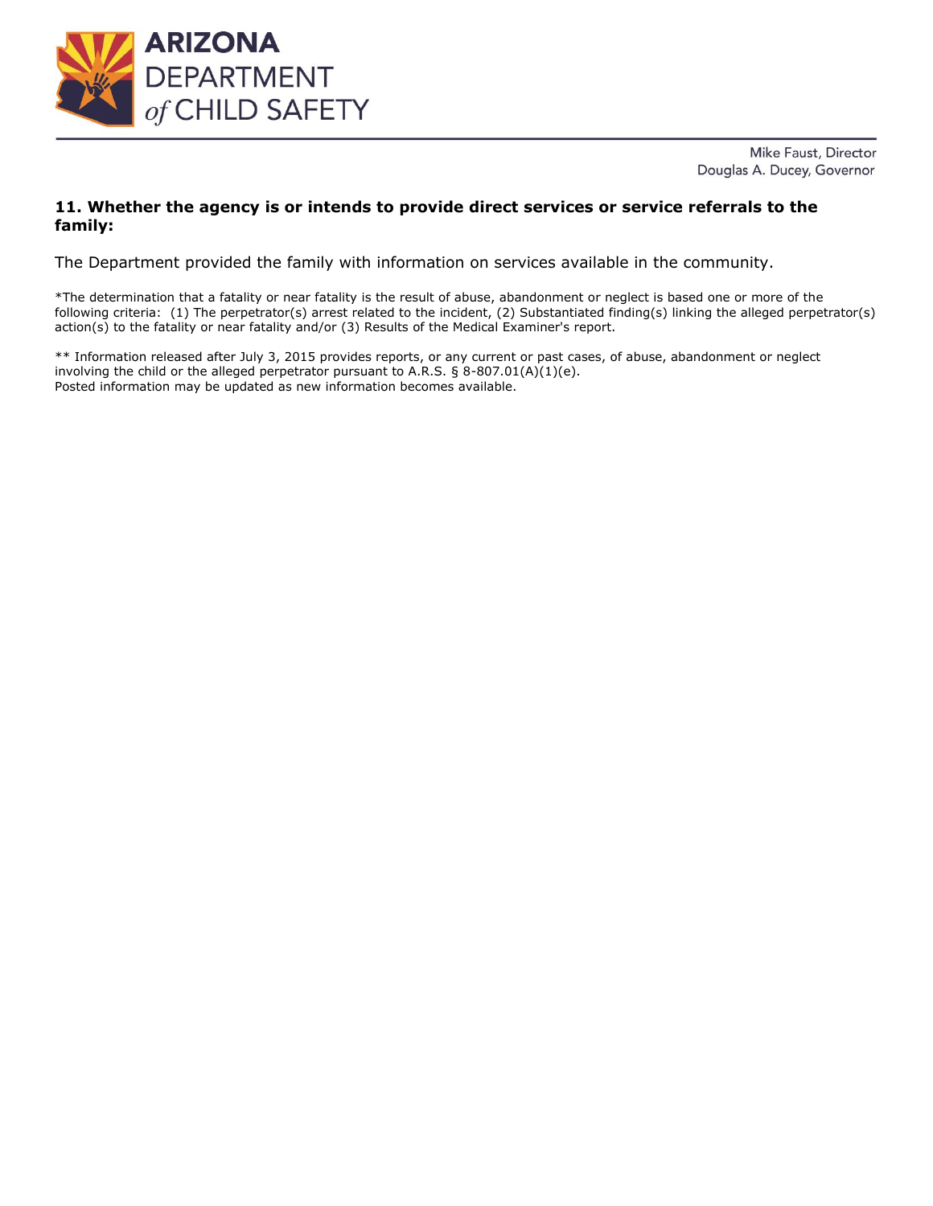Mike Faust, Director
Douglas A. Ducey, Governor

**11. Whether the agency is or intends to provide direct services or service referrals to the family:**

The Department provided the family with information on services available in the community.

*The determination that a fatality or near fatality is the result of abuse, abandonment or neglect is based one or more of the following criteria: (1) The perpetrator(s) arrest related to the incident, (2) Substantiated finding(s) linking the alleged perpetrator(s) action(s) to the fatality or near fatality and/or (3) Results of the Medical Examiner's report.

** Information released after July 3, 2015 provides reports, or any current or past cases, of abuse, abandonment or neglect involving the child or the alleged perpetrator pursuant to A.R.S. § 8-807.01(A)(1)(e).
Posted information may be updated as new information becomes available.